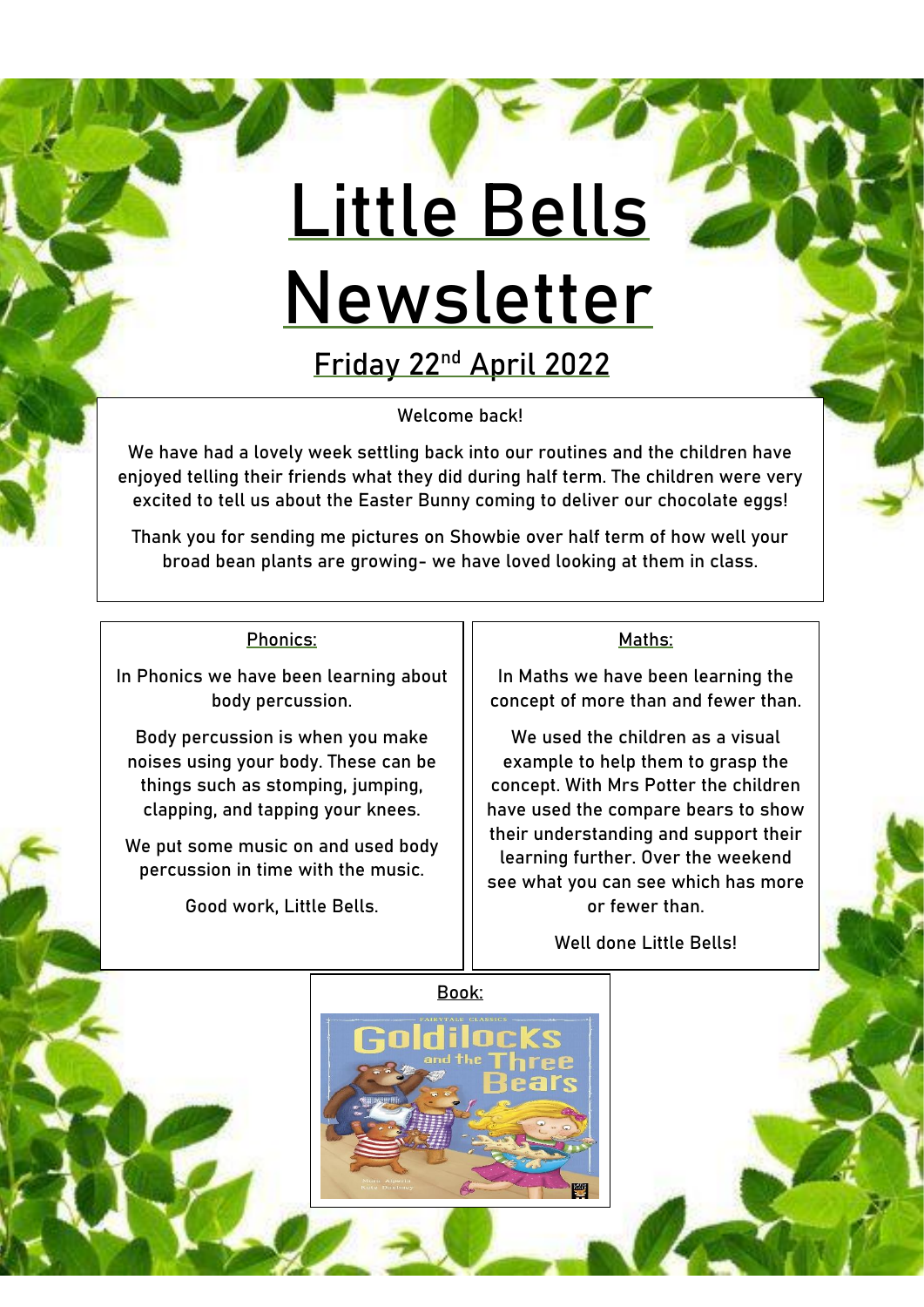# Little Bells Newsletter

## Friday 22nd April 2022

Welcome back!

We have had a lovely week settling back into our routines and the children have enjoyed telling their friends what they did during half term. The children were very excited to tell us about the Easter Bunny coming to deliver our chocolate eggs!

Thank you for sending me pictures on Showbie over half term of how well your broad bean plants are growing- we have loved looking at them in class.

### Phonics:

In Phonics we have been learning about body percussion.

Body percussion is when you make noises using your body. These can be things such as stomping, jumping, clapping, and tapping your knees.

We put some music on and used body percussion in time with the music.

Good work, Little Bells.

### Maths:

In Maths we have been learning the concept of more than and fewer than.

We used the children as a visual example to help them to grasp the concept. With Mrs Potter the children have used the compare bears to show their understanding and support their learning further. Over the weekend see what you can see which has more or fewer than.

Well done Little Bells!

### Book:

Goldilocks and the Three Bears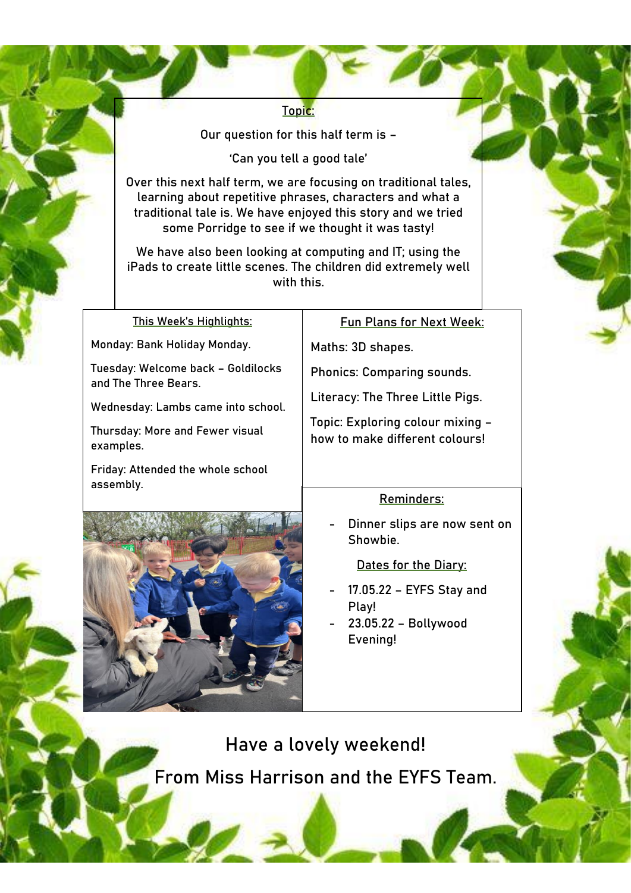## Topic:

Our question for this half term is –

'Can you tell a good tale'

Over this next half term, we are focusing on traditional tales, learning about repetitive phrases, characters and what a traditional tale is. We have enjoyed this story and we tried some Porridge to see if we thought it was tasty!

We have also been looking at computing and IT; using the iPads to create little scenes. The children did extremely well with this.

## This Week's Highlights:

Monday: Bank Holiday Monday.

Tuesday: Welcome back – Goldilocks and The Three Bears.

Wednesday: Lambs came into school.

Thursday: More and Fewer visual examples.

Friday: Attended the whole school assembly.

## Fun Plans for Next Week:

Maths: 3D shapes.

Phonics: Comparing sounds.

Literacy: The Three Little Pigs.

Topic: Exploring colour mixing – how to make different colours!

## Reminders:

- Dinner slips are now sent on Showbie.

## Dates for the Diary:

- 17.05.22 – EYFS Stay and Play!
- 23.05.22 – Bollywood Evening!

Have a lovely weekend!

From Miss Harrison and the EYFS Team.